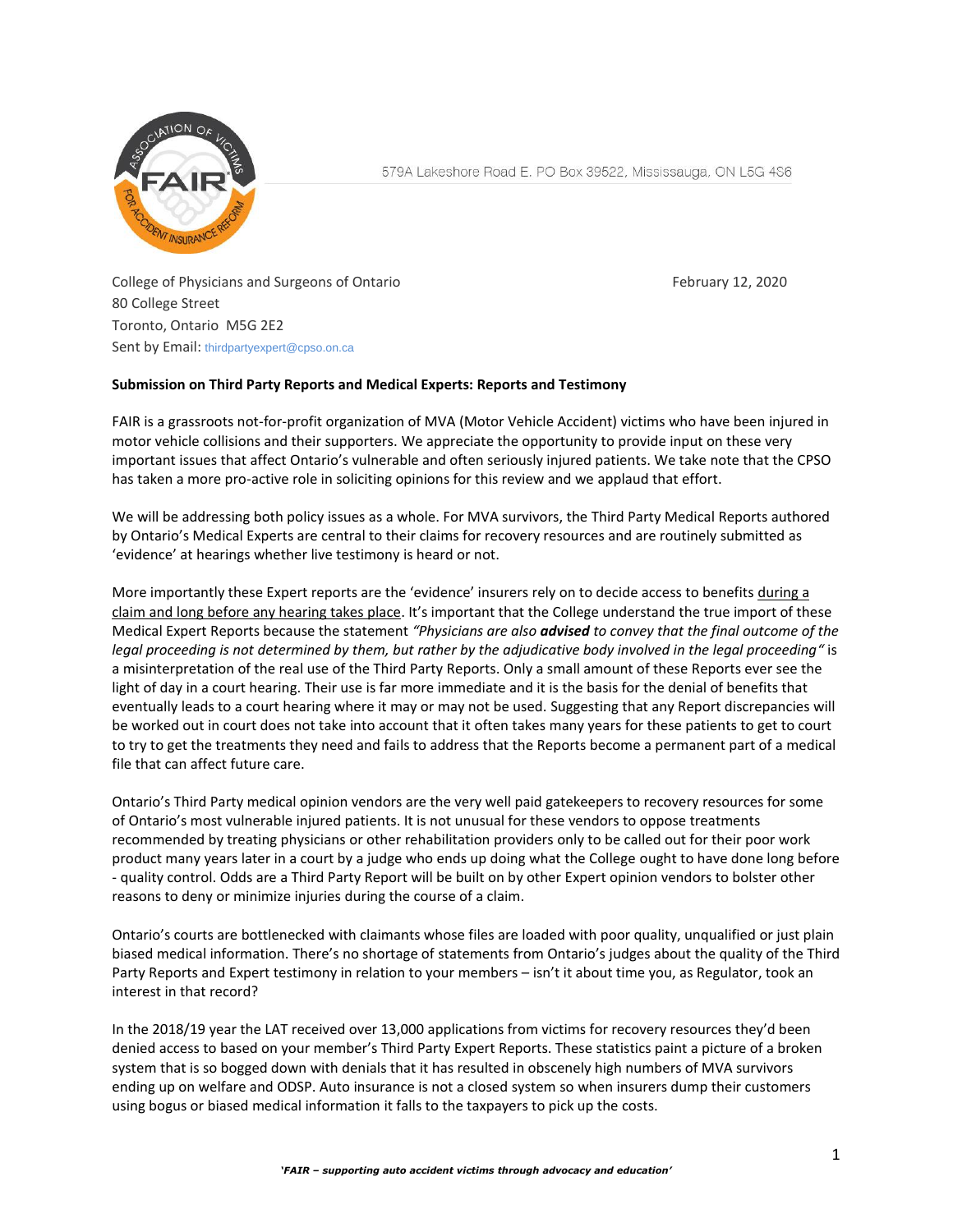579A Lakeshore Road E. PO Box 39522, Mississauga, ON L5G 4S6

College of Physicians and Surgeons of Ontario
80 College Street
Toronto, Ontario M5G 2E2
Sent by Email: thirdpartyexpert@cpso.on.ca

February 12, 2020

**Submission on Third Party Reports and Medical Experts: Reports and Testimony**

FAIR is a grassroots not-for-profit organization of MVA (Motor Vehicle Accident) victims who have been injured in motor vehicle collisions and their supporters. We appreciate the opportunity to provide input on these very important issues that affect Ontario's vulnerable and often seriously injured patients. We take note that the CPSO has taken a more pro-active role in soliciting opinions for this review and we applaud that effort.

We will be addressing both policy issues as a whole. For MVA survivors, the Third Party Medical Reports authored by Ontario's Medical Experts are central to their claims for recovery resources and are routinely submitted as 'evidence' at hearings whether live testimony is heard or not.

More importantly these Expert reports are the 'evidence' insurers rely on to decide access to benefits <u>during a claim and long before any hearing takes place</u>. It's important that the College understand the true import of these Medical Expert Reports because the statement *"Physicians are also **advised** to convey that the final outcome of the legal proceeding is not determined by them, but rather by the adjudicative body involved in the legal proceeding"* is a misinterpretation of the real use of the Third Party Reports. Only a small amount of these Reports ever see the light of day in a court hearing. Their use is far more immediate and it is the basis for the denial of benefits that eventually leads to a court hearing where it may or may not be used. Suggesting that any Report discrepancies will be worked out in court does not take into account that it often takes many years for these patients to get to court to try to get the treatments they need and fails to address that the Reports become a permanent part of a medical file that can affect future care.

Ontario's Third Party medical opinion vendors are the very well paid gatekeepers to recovery resources for some of Ontario's most vulnerable injured patients. It is not unusual for these vendors to oppose treatments recommended by treating physicians or other rehabilitation providers only to be called out for their poor work product many years later in a court by a judge who ends up doing what the College ought to have done long before - quality control. Odds are a Third Party Report will be built on by other Expert opinion vendors to bolster other reasons to deny or minimize injuries during the course of a claim.

Ontario's courts are bottlenecked with claimants whose files are loaded with poor quality, unqualified or just plain biased medical information. There's no shortage of statements from Ontario's judges about the quality of the Third Party Reports and Expert testimony in relation to your members – isn't it about time you, as Regulator, took an interest in that record?

In the 2018/19 year the LAT received over 13,000 applications from victims for recovery resources they'd been denied access to based on your member's Third Party Expert Reports. These statistics paint a picture of a broken system that is so bogged down with denials that it has resulted in obscenely high numbers of MVA survivors ending up on welfare and ODSP. Auto insurance is not a closed system so when insurers dump their customers using bogus or biased medical information it falls to the taxpayers to pick up the costs.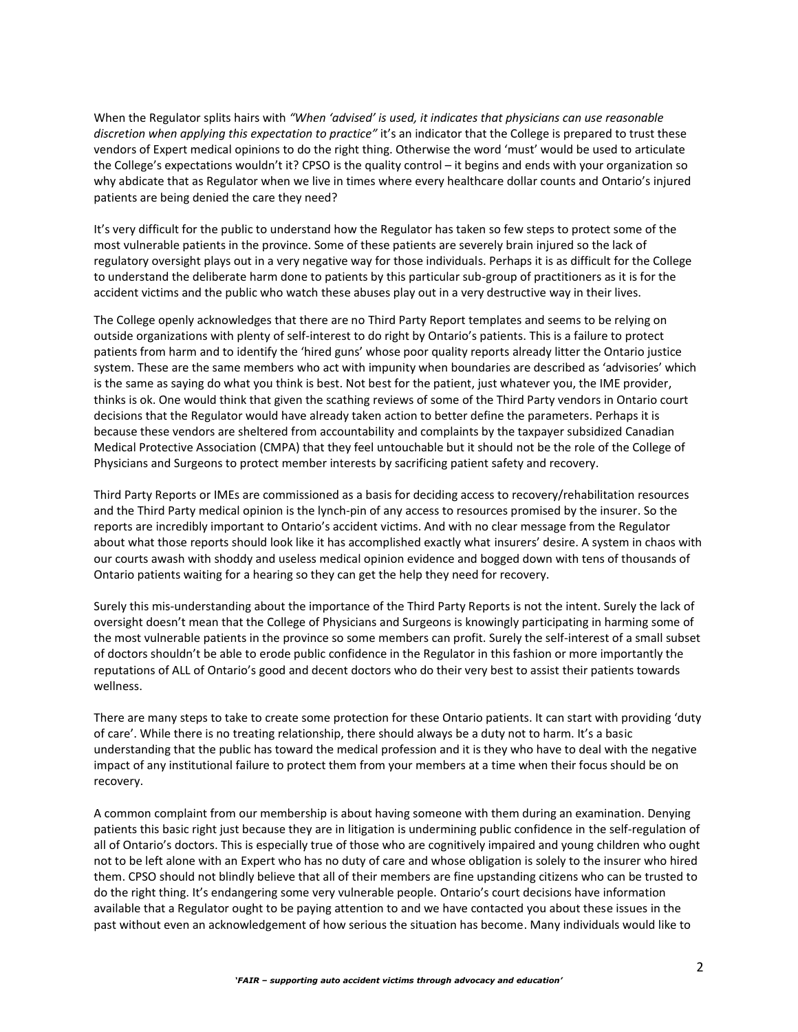When the Regulator splits hairs with *"When 'advised' is used, it indicates that physicians can use reasonable discretion when applying this expectation to practice"* it's an indicator that the College is prepared to trust these vendors of Expert medical opinions to do the right thing. Otherwise the word 'must' would be used to articulate the College's expectations wouldn't it? CPSO is the quality control – it begins and ends with your organization so why abdicate that as Regulator when we live in times where every healthcare dollar counts and Ontario's injured patients are being denied the care they need?

It's very difficult for the public to understand how the Regulator has taken so few steps to protect some of the most vulnerable patients in the province. Some of these patients are severely brain injured so the lack of regulatory oversight plays out in a very negative way for those individuals. Perhaps it is as difficult for the College to understand the deliberate harm done to patients by this particular sub-group of practitioners as it is for the accident victims and the public who watch these abuses play out in a very destructive way in their lives.

The College openly acknowledges that there are no Third Party Report templates and seems to be relying on outside organizations with plenty of self-interest to do right by Ontario's patients. This is a failure to protect patients from harm and to identify the 'hired guns' whose poor quality reports already litter the Ontario justice system. These are the same members who act with impunity when boundaries are described as 'advisories' which is the same as saying do what you think is best. Not best for the patient, just whatever you, the IME provider, thinks is ok. One would think that given the scathing reviews of some of the Third Party vendors in Ontario court decisions that the Regulator would have already taken action to better define the parameters. Perhaps it is because these vendors are sheltered from accountability and complaints by the taxpayer subsidized Canadian Medical Protective Association (CMPA) that they feel untouchable but it should not be the role of the College of Physicians and Surgeons to protect member interests by sacrificing patient safety and recovery.

Third Party Reports or IMEs are commissioned as a basis for deciding access to recovery/rehabilitation resources and the Third Party medical opinion is the lynch-pin of any access to resources promised by the insurer. So the reports are incredibly important to Ontario's accident victims. And with no clear message from the Regulator about what those reports should look like it has accomplished exactly what insurers' desire. A system in chaos with our courts awash with shoddy and useless medical opinion evidence and bogged down with tens of thousands of Ontario patients waiting for a hearing so they can get the help they need for recovery.

Surely this mis-understanding about the importance of the Third Party Reports is not the intent. Surely the lack of oversight doesn't mean that the College of Physicians and Surgeons is knowingly participating in harming some of the most vulnerable patients in the province so some members can profit. Surely the self-interest of a small subset of doctors shouldn't be able to erode public confidence in the Regulator in this fashion or more importantly the reputations of ALL of Ontario's good and decent doctors who do their very best to assist their patients towards wellness.

There are many steps to take to create some protection for these Ontario patients. It can start with providing 'duty of care'. While there is no treating relationship, there should always be a duty not to harm. It's a basic understanding that the public has toward the medical profession and it is they who have to deal with the negative impact of any institutional failure to protect them from your members at a time when their focus should be on recovery.

A common complaint from our membership is about having someone with them during an examination. Denying patients this basic right just because they are in litigation is undermining public confidence in the self-regulation of all of Ontario's doctors. This is especially true of those who are cognitively impaired and young children who ought not to be left alone with an Expert who has no duty of care and whose obligation is solely to the insurer who hired them. CPSO should not blindly believe that all of their members are fine upstanding citizens who can be trusted to do the right thing. It's endangering some very vulnerable people. Ontario's court decisions have information available that a Regulator ought to be paying attention to and we have contacted you about these issues in the past without even an acknowledgement of how serious the situation has become. Many individuals would like to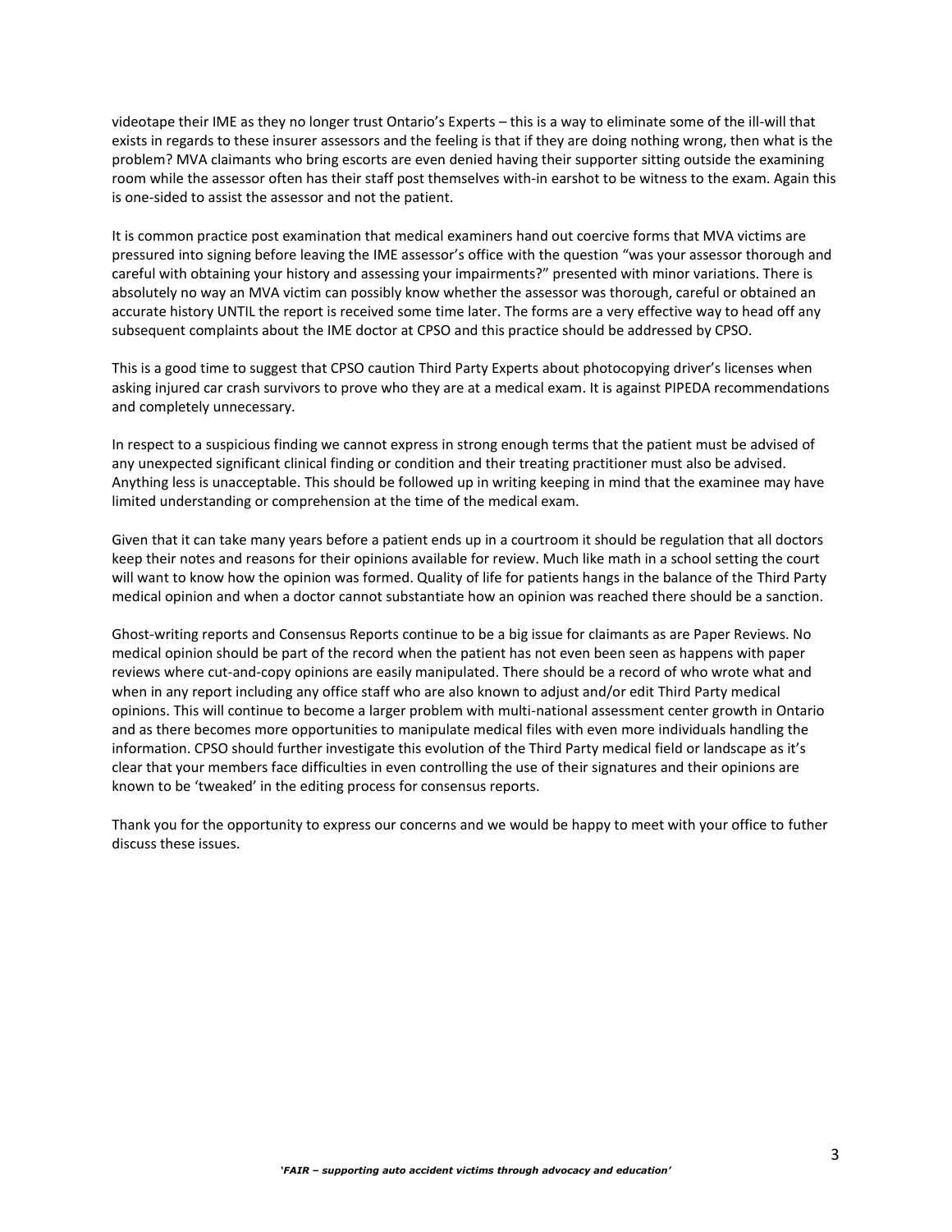videotape their IME as they no longer trust Ontario's Experts – this is a way to eliminate some of the ill-will that exists in regards to these insurer assessors and the feeling is that if they are doing nothing wrong, then what is the problem? MVA claimants who bring escorts are even denied having their supporter sitting outside the examining room while the assessor often has their staff post themselves with-in earshot to be witness to the exam. Again this is one-sided to assist the assessor and not the patient.

It is common practice post examination that medical examiners hand out coercive forms that MVA victims are pressured into signing before leaving the IME assessor's office with the question "was your assessor thorough and careful with obtaining your history and assessing your impairments?" presented with minor variations. There is absolutely no way an MVA victim can possibly know whether the assessor was thorough, careful or obtained an accurate history UNTIL the report is received some time later. The forms are a very effective way to head off any subsequent complaints about the IME doctor at CPSO and this practice should be addressed by CPSO.

This is a good time to suggest that CPSO caution Third Party Experts about photocopying driver's licenses when asking injured car crash survivors to prove who they are at a medical exam. It is against PIPEDA recommendations and completely unnecessary.

In respect to a suspicious finding we cannot express in strong enough terms that the patient must be advised of any unexpected significant clinical finding or condition and their treating practitioner must also be advised. Anything less is unacceptable. This should be followed up in writing keeping in mind that the examinee may have limited understanding or comprehension at the time of the medical exam.

Given that it can take many years before a patient ends up in a courtroom it should be regulation that all doctors keep their notes and reasons for their opinions available for review. Much like math in a school setting the court will want to know how the opinion was formed. Quality of life for patients hangs in the balance of the Third Party medical opinion and when a doctor cannot substantiate how an opinion was reached there should be a sanction.

Ghost-writing reports and Consensus Reports continue to be a big issue for claimants as are Paper Reviews. No medical opinion should be part of the record when the patient has not even been seen as happens with paper reviews where cut-and-copy opinions are easily manipulated. There should be a record of who wrote what and when in any report including any office staff who are also known to adjust and/or edit Third Party medical opinions. This will continue to become a larger problem with multi-national assessment center growth in Ontario and as there becomes more opportunities to manipulate medical files with even more individuals handling the information. CPSO should further investigate this evolution of the Third Party medical field or landscape as it's clear that your members face difficulties in even controlling the use of their signatures and their opinions are known to be 'tweaked' in the editing process for consensus reports.

Thank you for the opportunity to express our concerns and we would be happy to meet with your office to futher discuss these issues.